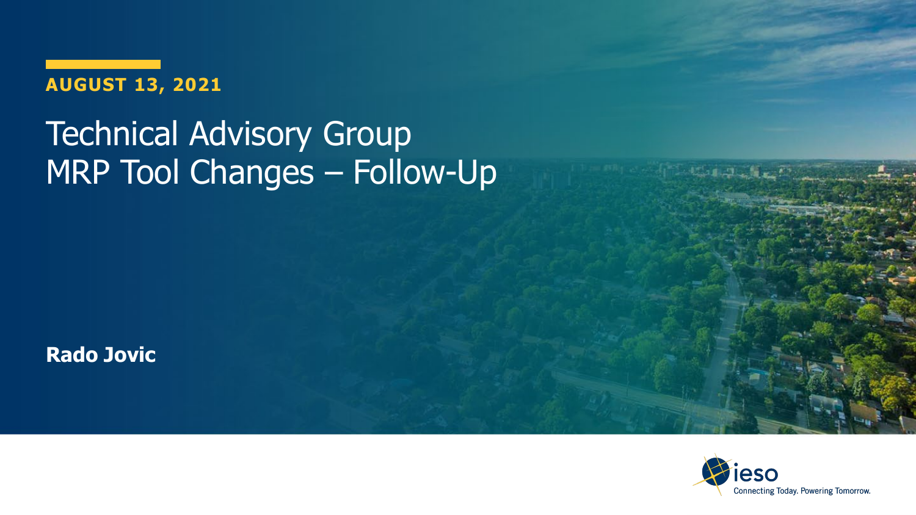**AUGUST 13, 2021**

# Technical Advisory Group MRP Tool Changes – Follow-Up

**Rado Jovic**

Connecting Today. Powering Tomorrow.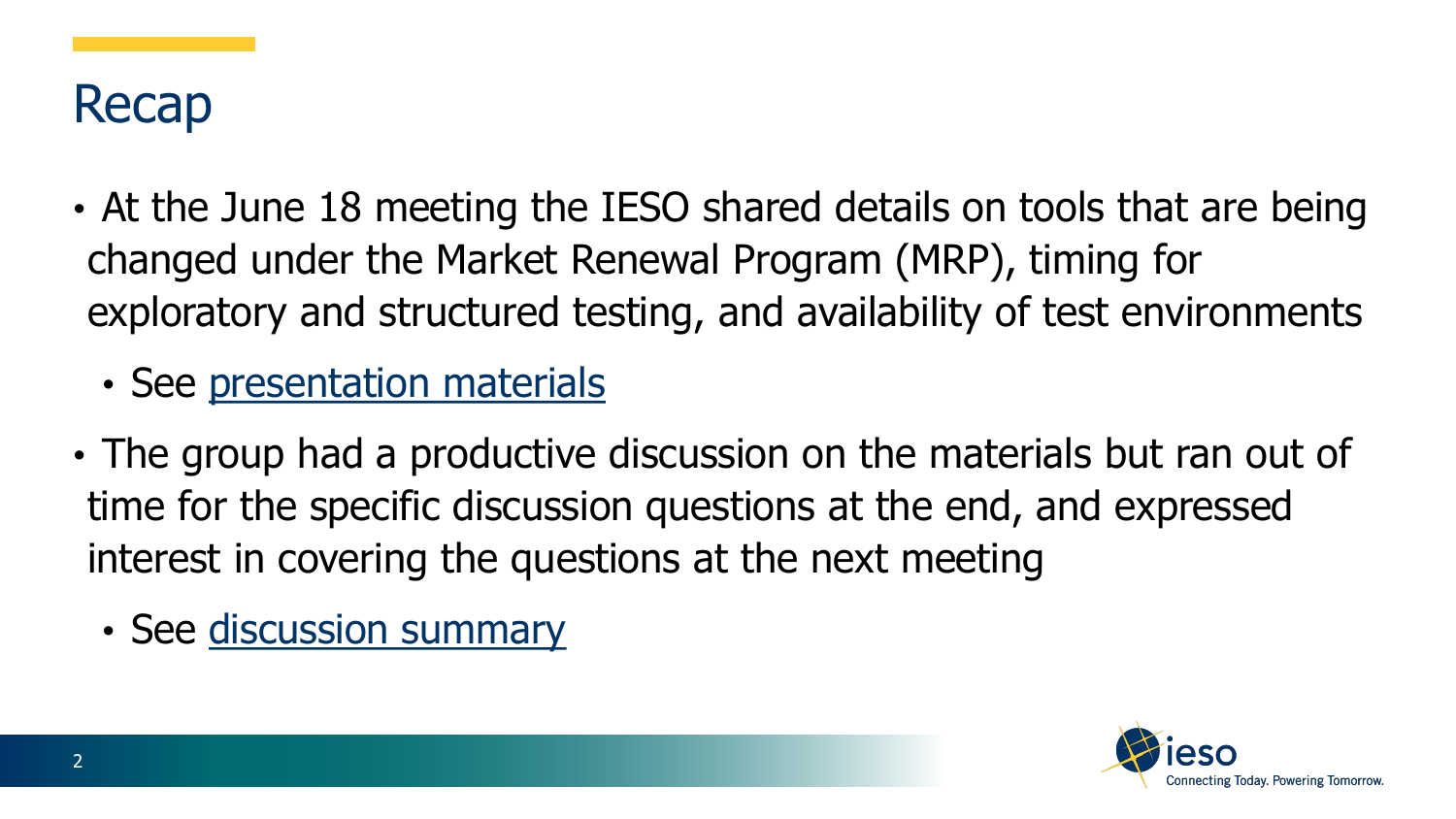# Recap

- At the June 18 meeting the IESO shared details on tools that are being changed under the Market Renewal Program (MRP), timing for exploratory and structured testing, and availability of test environments
  - See presentation materials
- The group had a productive discussion on the materials but ran out of time for the specific discussion questions at the end, and expressed interest in covering the questions at the next meeting
  - See discussion summary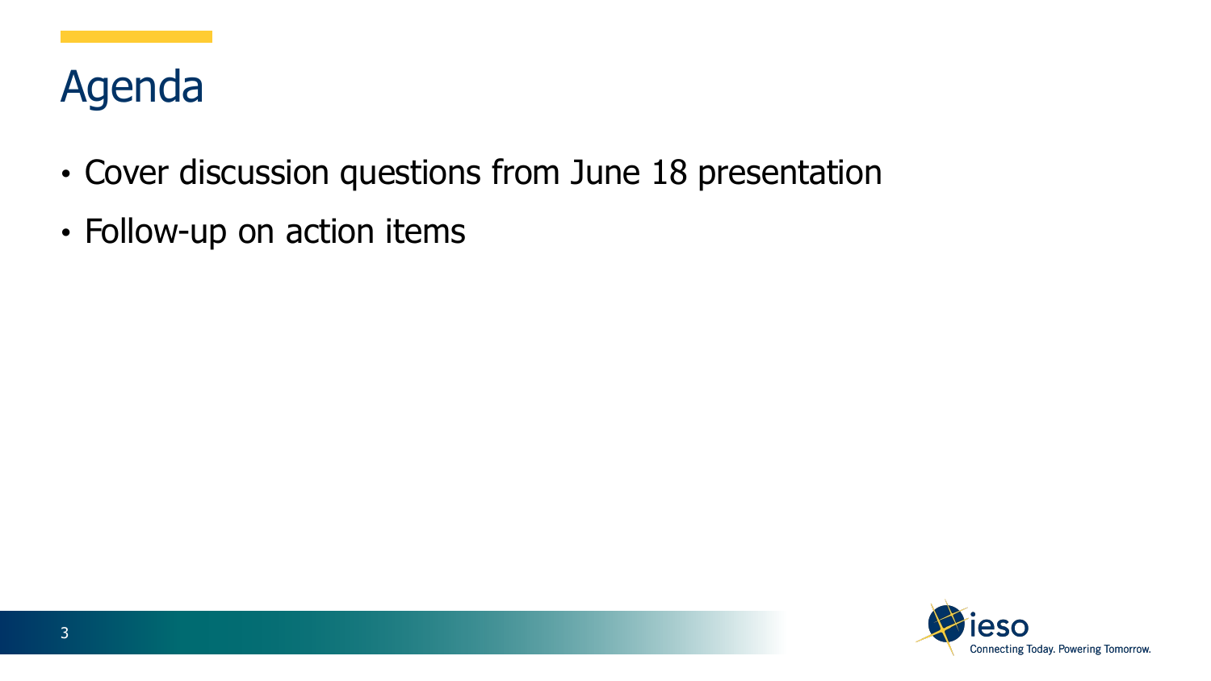# Agenda

- Cover discussion questions from June 18 presentation
- Follow-up on action items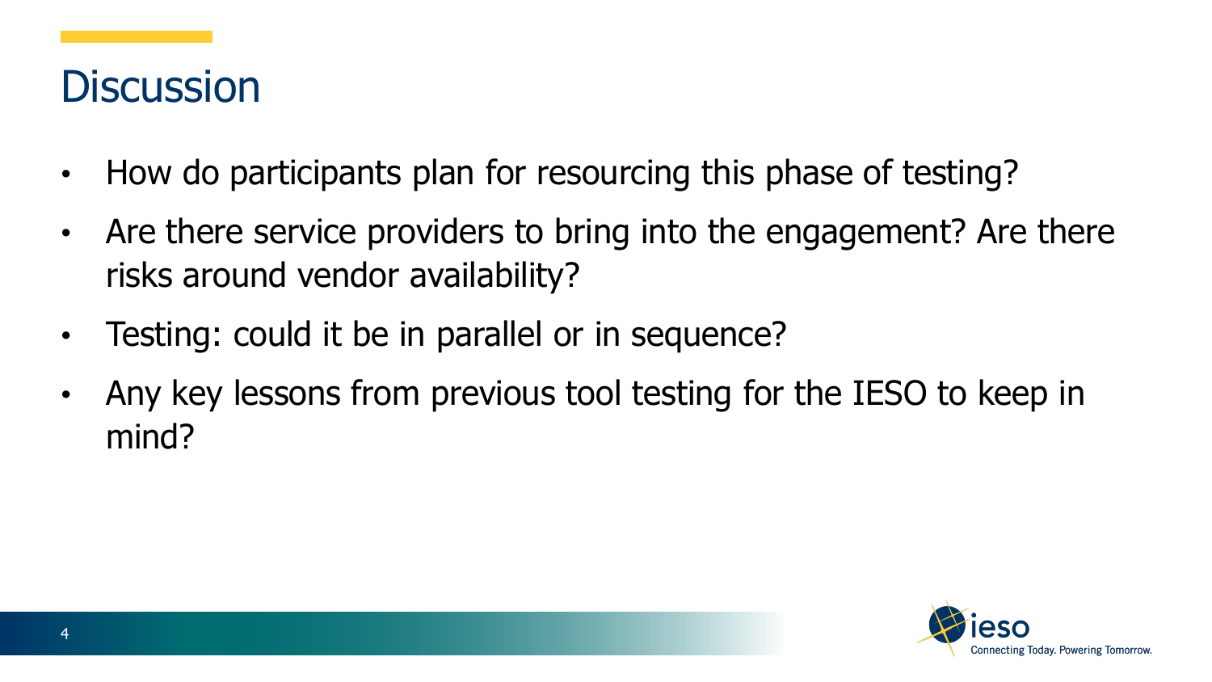# Discussion

- How do participants plan for resourcing this phase of testing?
- Are there service providers to bring into the engagement? Are there risks around vendor availability?
- Testing: could it be in parallel or in sequence?
- Any key lessons from previous tool testing for the IESO to keep in mind?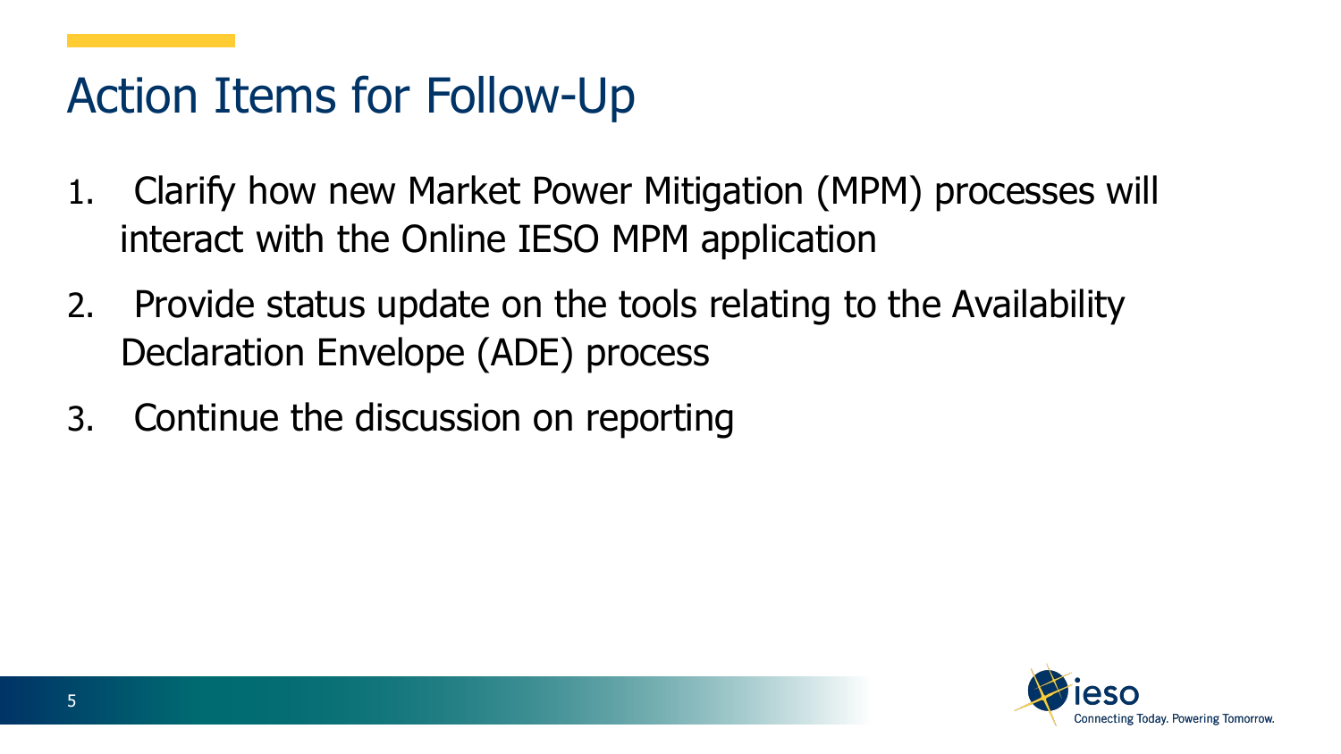# Action Items for Follow-Up

1. Clarify how new Market Power Mitigation (MPM) processes will interact with the Online IESO MPM application
2. Provide status update on the tools relating to the Availability Declaration Envelope (ADE) process
3. Continue the discussion on reporting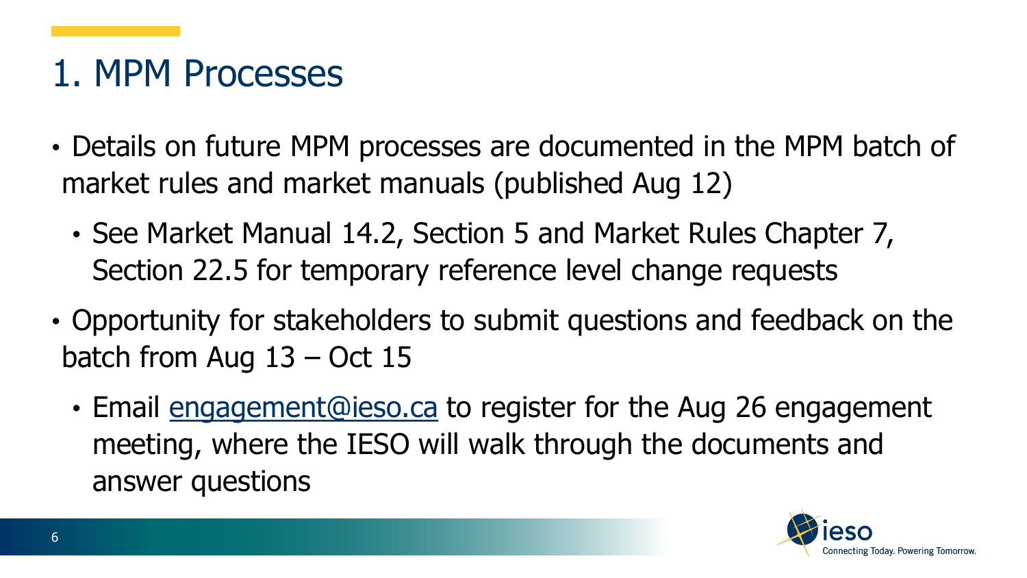# 1. MPM Processes

- Details on future MPM processes are documented in the MPM batch of market rules and market manuals (published Aug 12)
  - See Market Manual 14.2, Section 5 and Market Rules Chapter 7, Section 22.5 for temporary reference level change requests
- Opportunity for stakeholders to submit questions and feedback on the batch from Aug 13 – Oct 15
  - Email engagement@ieso.ca to register for the Aug 26 engagement meeting, where the IESO will walk through the documents and answer questions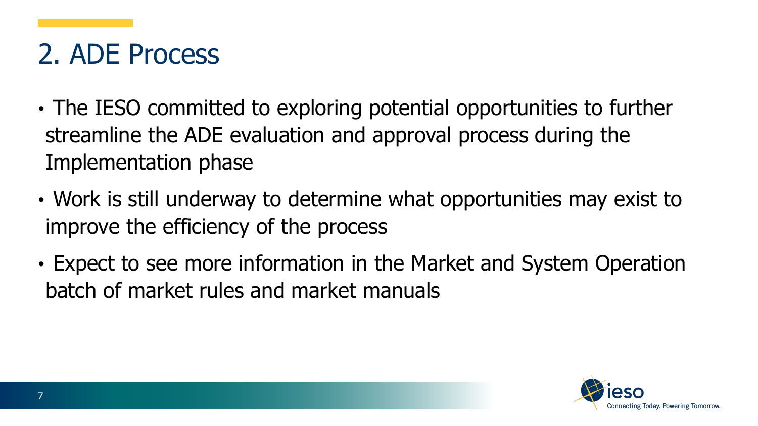# 2. ADE Process

- The IESO committed to exploring potential opportunities to further streamline the ADE evaluation and approval process during the Implementation phase
- Work is still underway to determine what opportunities may exist to improve the efficiency of the process
- Expect to see more information in the Market and System Operation batch of market rules and market manuals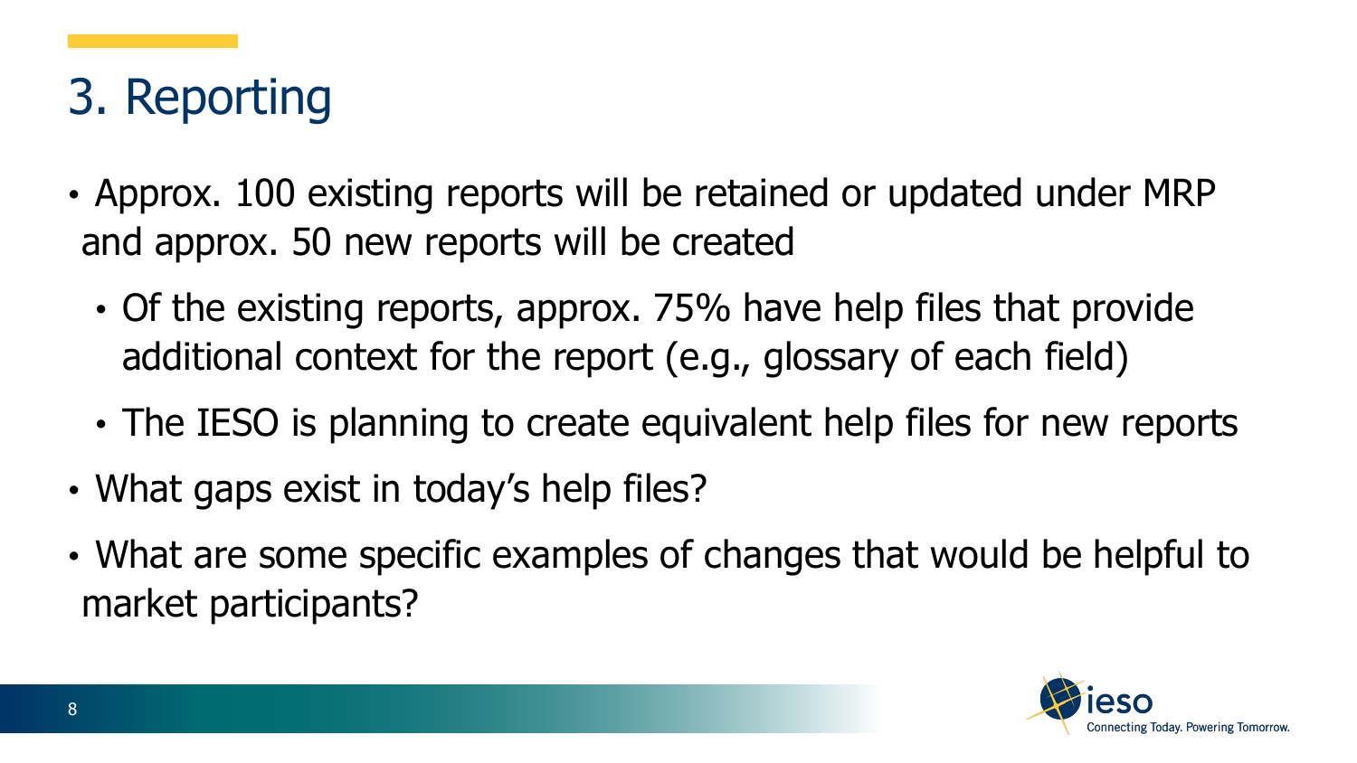# 3. Reporting

- Approx. 100 existing reports will be retained or updated under MRP and approx. 50 new reports will be created
  - Of the existing reports, approx. 75% have help files that provide additional context for the report (e.g., glossary of each field)
  - The IESO is planning to create equivalent help files for new reports
- What gaps exist in today's help files?
- What are some specific examples of changes that would be helpful to market participants?